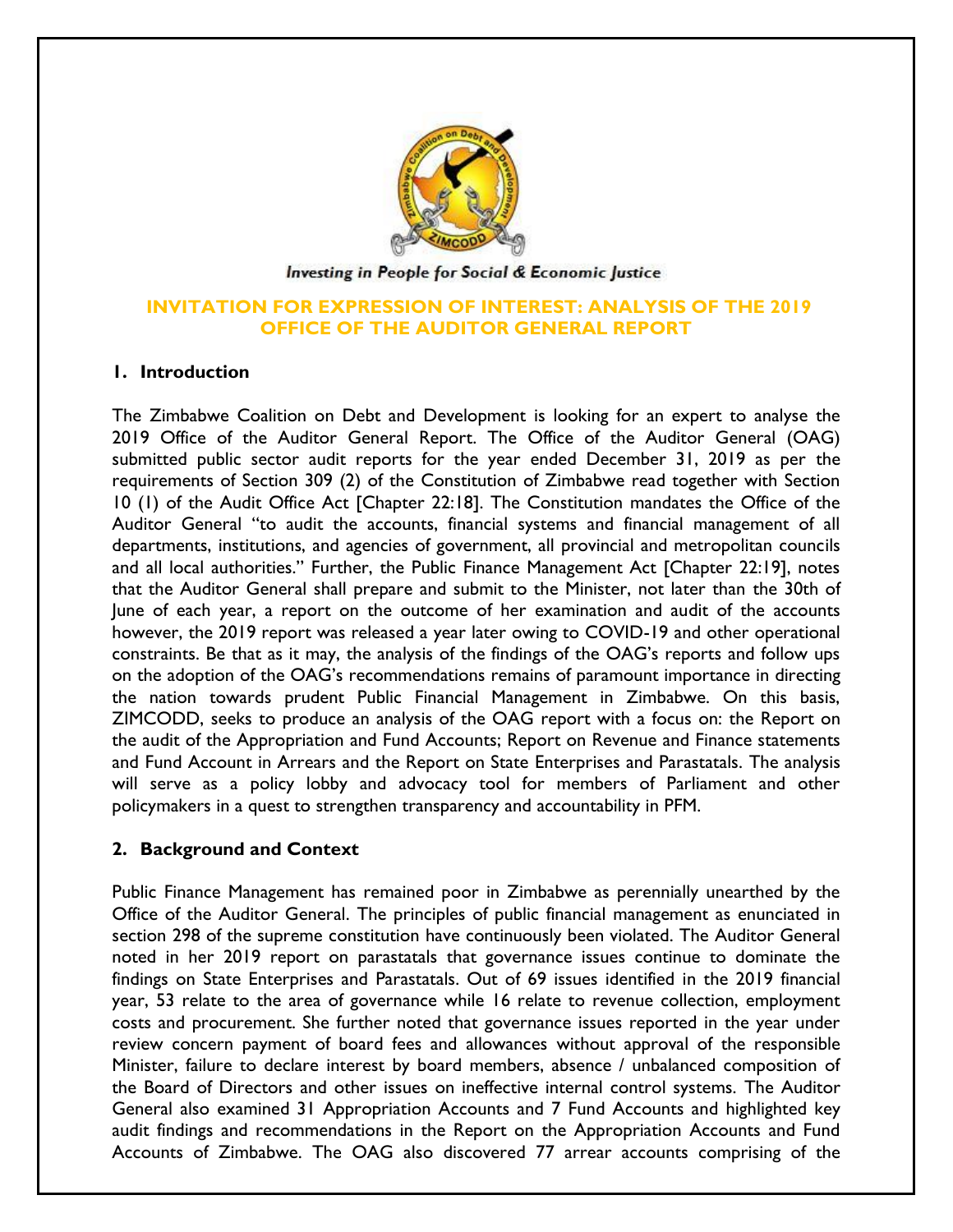*Investing in People for Social & Economic Justice*

# INVITATION FOR EXPRESSION OF INTEREST: ANALYSIS OF THE 2019 OFFICE OF THE AUDITOR GENERAL REPORT

## 1. Introduction

The Zimbabwe Coalition on Debt and Development is looking for an expert to analyse the 2019 Office of the Auditor General Report. The Office of the Auditor General (OAG) submitted public sector audit reports for the year ended December 31, 2019 as per the requirements of Section 309 (2) of the Constitution of Zimbabwe read together with Section 10 (1) of the Audit Office Act [Chapter 22:18]. The Constitution mandates the Office of the Auditor General "to audit the accounts, financial systems and financial management of all departments, institutions, and agencies of government, all provincial and metropolitan councils and all local authorities." Further, the Public Finance Management Act [Chapter 22:19], notes that the Auditor General shall prepare and submit to the Minister, not later than the 30th of June of each year, a report on the outcome of her examination and audit of the accounts however, the 2019 report was released a year later owing to COVID-19 and other operational constraints. Be that as it may, the analysis of the findings of the OAG's reports and follow ups on the adoption of the OAG's recommendations remains of paramount importance in directing the nation towards prudent Public Financial Management in Zimbabwe. On this basis, ZIMCODD, seeks to produce an analysis of the OAG report with a focus on: the Report on the audit of the Appropriation and Fund Accounts; Report on Revenue and Finance statements and Fund Account in Arrears and the Report on State Enterprises and Parastatals. The analysis will serve as a policy lobby and advocacy tool for members of Parliament and other policymakers in a quest to strengthen transparency and accountability in PFM.

## 2. Background and Context

Public Finance Management has remained poor in Zimbabwe as perennially unearthed by the Office of the Auditor General. The principles of public financial management as enunciated in section 298 of the supreme constitution have continuously been violated. The Auditor General noted in her 2019 report on parastatals that governance issues continue to dominate the findings on State Enterprises and Parastatals. Out of 69 issues identified in the 2019 financial year, 53 relate to the area of governance while 16 relate to revenue collection, employment costs and procurement. She further noted that governance issues reported in the year under review concern payment of board fees and allowances without approval of the responsible Minister, failure to declare interest by board members, absence / unbalanced composition of the Board of Directors and other issues on ineffective internal control systems. The Auditor General also examined 31 Appropriation Accounts and 7 Fund Accounts and highlighted key audit findings and recommendations in the Report on the Appropriation Accounts and Fund Accounts of Zimbabwe. The OAG also discovered 77 arrear accounts comprising of the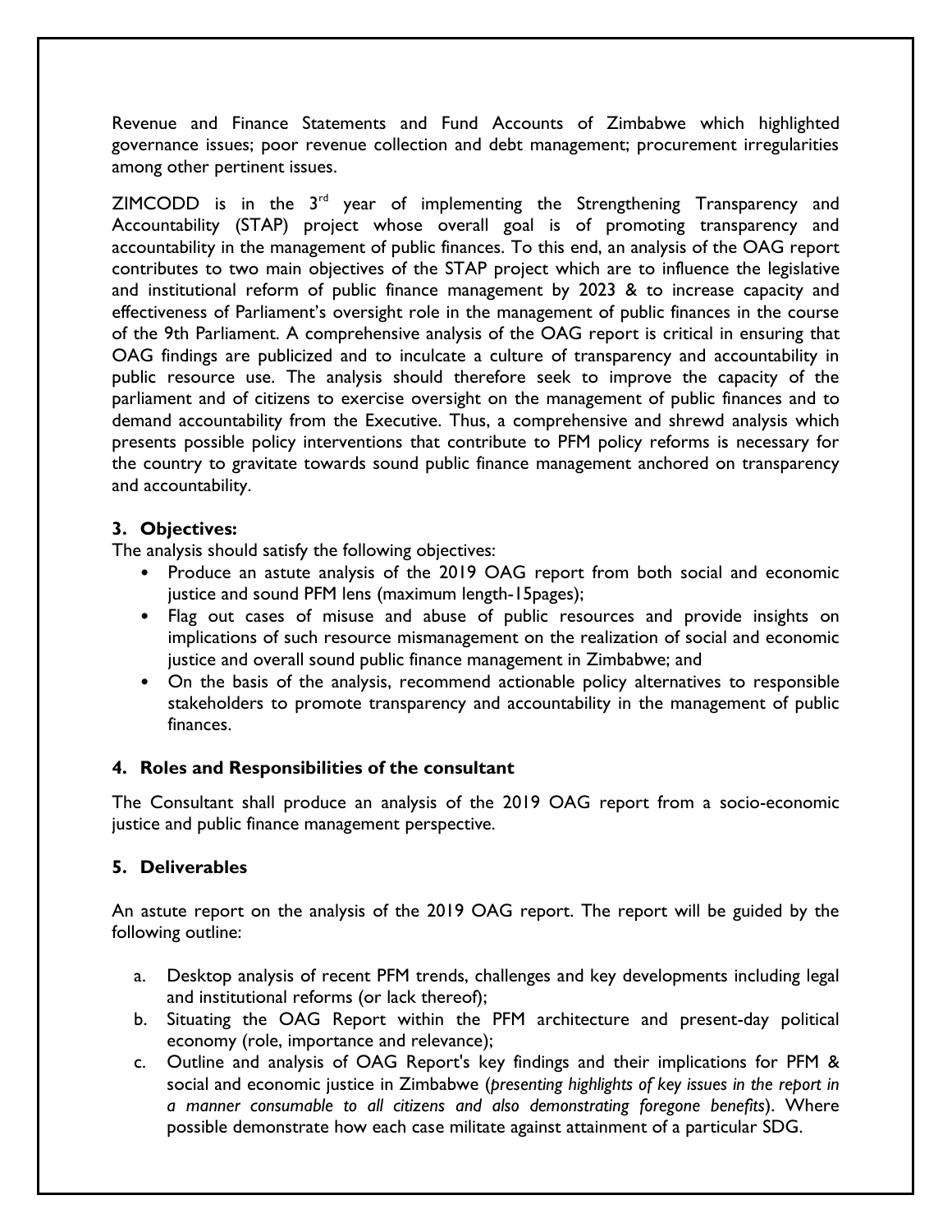Revenue and Finance Statements and Fund Accounts of Zimbabwe which highlighted governance issues; poor revenue collection and debt management; procurement irregularities among other pertinent issues.

ZIMCODD is in the 3rd year of implementing the Strengthening Transparency and Accountability (STAP) project whose overall goal is of promoting transparency and accountability in the management of public finances. To this end, an analysis of the OAG report contributes to two main objectives of the STAP project which are to influence the legislative and institutional reform of public finance management by 2023 & to increase capacity and effectiveness of Parliament's oversight role in the management of public finances in the course of the 9th Parliament. A comprehensive analysis of the OAG report is critical in ensuring that OAG findings are publicized and to inculcate a culture of transparency and accountability in public resource use. The analysis should therefore seek to improve the capacity of the parliament and of citizens to exercise oversight on the management of public finances and to demand accountability from the Executive. Thus, a comprehensive and shrewd analysis which presents possible policy interventions that contribute to PFM policy reforms is necessary for the country to gravitate towards sound public finance management anchored on transparency and accountability.

## 3. Objectives:

The analysis should satisfy the following objectives:

- Produce an astute analysis of the 2019 OAG report from both social and economic justice and sound PFM lens (maximum length-15pages);
- Flag out cases of misuse and abuse of public resources and provide insights on implications of such resource mismanagement on the realization of social and economic justice and overall sound public finance management in Zimbabwe; and
- On the basis of the analysis, recommend actionable policy alternatives to responsible stakeholders to promote transparency and accountability in the management of public finances.

## 4. Roles and Responsibilities of the consultant

The Consultant shall produce an analysis of the 2019 OAG report from a socio-economic justice and public finance management perspective.

## 5. Deliverables

An astute report on the analysis of the 2019 OAG report. The report will be guided by the following outline:

a. Desktop analysis of recent PFM trends, challenges and key developments including legal and institutional reforms (or lack thereof);
b. Situating the OAG Report within the PFM architecture and present-day political economy (role, importance and relevance);
c. Outline and analysis of OAG Report's key findings and their implications for PFM & social and economic justice in Zimbabwe (*presenting highlights of key issues in the report in a manner consumable to all citizens and also demonstrating foregone benefits*). Where possible demonstrate how each case militate against attainment of a particular SDG.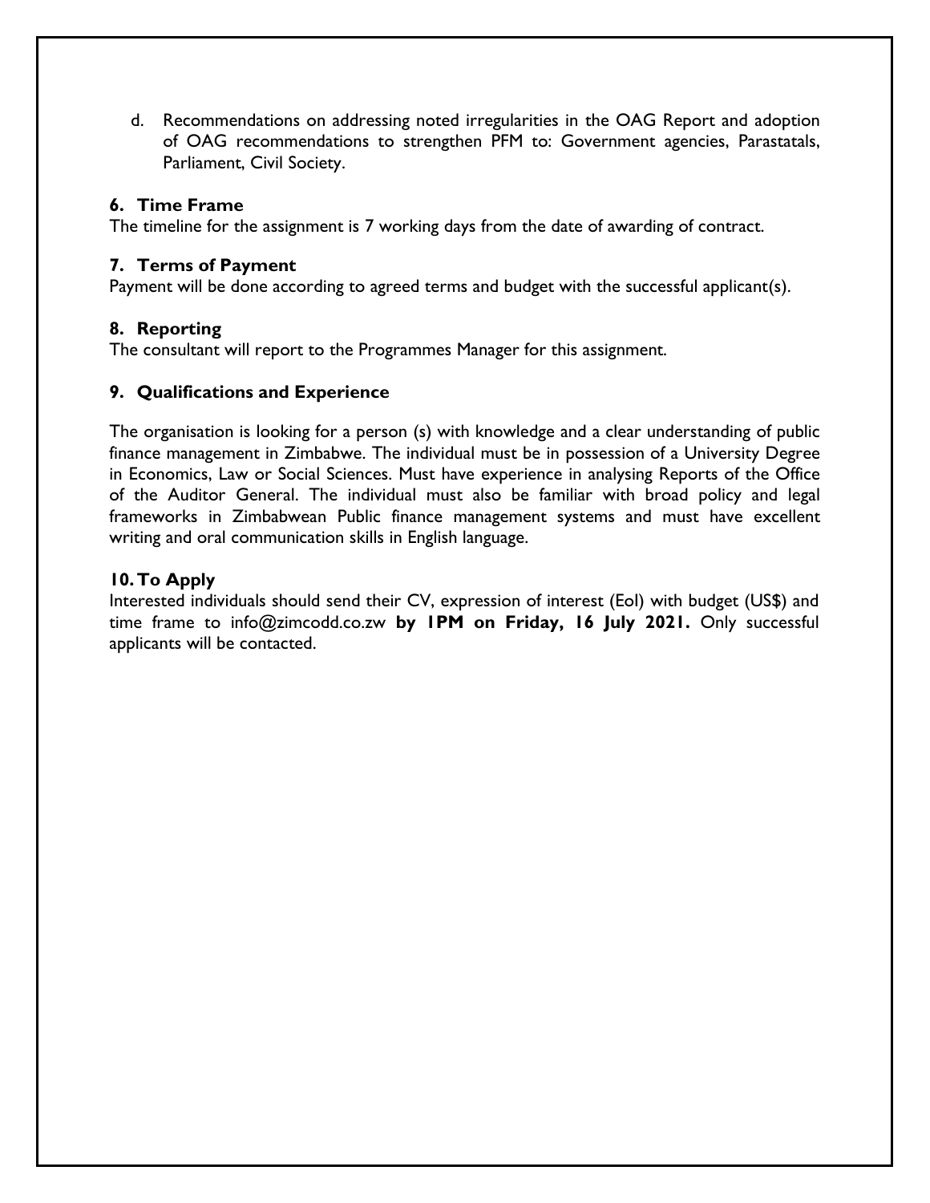d. Recommendations on addressing noted irregularities in the OAG Report and adoption of OAG recommendations to strengthen PFM to: Government agencies, Parastatals, Parliament, Civil Society.

### 6. Time Frame

The timeline for the assignment is 7 working days from the date of awarding of contract.

### 7. Terms of Payment

Payment will be done according to agreed terms and budget with the successful applicant(s).

### 8. Reporting

The consultant will report to the Programmes Manager for this assignment.

### 9. Qualifications and Experience

The organisation is looking for a person (s) with knowledge and a clear understanding of public finance management in Zimbabwe. The individual must be in possession of a University Degree in Economics, Law or Social Sciences. Must have experience in analysing Reports of the Office of the Auditor General. The individual must also be familiar with broad policy and legal frameworks in Zimbabwean Public finance management systems and must have excellent writing and oral communication skills in English language.

### 10. To Apply

Interested individuals should send their CV, expression of interest (EoI) with budget (US$) and time frame to info@zimcodd.co.zw **by 1PM on Friday, 16 July 2021.** Only successful applicants will be contacted.